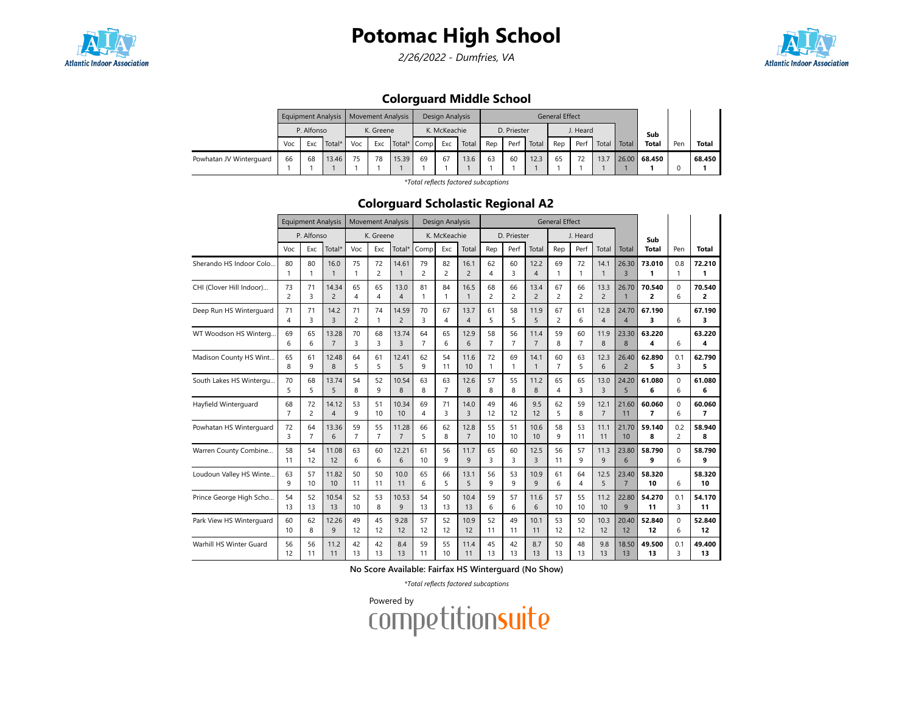# Potomac High School

*2/26/2022 - Dumfries, VA*

## Colorguard Middle School

| | Equipment Analysis | | | Movement Analysis | | | Design Analysis | | | General Effect | | | | | | | Sub Total | Pen | Total |
|---|---|---|---|---|---|---|---|---|---|---|---|---|---|---|---|---|---|---|---|
| | P. Alfonso | | | K. Greene | | | K. McKeachie | | | D. Priester | | | J. Heard | | | | | | |
| | Voc | Exc | Total* | Voc | Exc | Total* | Comp | Exc | Total | Rep | Perf | Total | Rep | Perf | Total | Total | | | |
| Powhatan JV Winterguard | 66<br>1 | 68<br>1 | 13.46<br>1 | 75<br>1 | 78<br>1 | 15.39<br>1 | 69<br>1 | 67<br>1 | 13.6<br>1 | 63<br>1 | 60<br>1 | 12.3<br>1 | 65<br>1 | 72<br>1 | 13.7<br>1 | 26.00<br>1 | 68.450<br>1 | 0 | 68.450<br>1 |

*Total reflects factored subcaptions*

## Colorguard Scholastic Regional A2

| | Equipment Analysis | | | Movement Analysis | | | Design Analysis | | | General Effect | | | | | | | Sub Total | Pen | Total |
|---|---|---|---|---|---|---|---|---|---|---|---|---|---|---|---|---|---|---|---|
| | P. Alfonso | | | K. Greene | | | K. McKeachie | | | D. Priester | | | J. Heard | | | | | | |
| | Voc | Exc | Total* | Voc | Exc | Total* | Comp | Exc | Total | Rep | Perf | Total | Rep | Perf | Total | Total | | | |
| Sherando HS Indoor Colo... | 80<br>1 | 80<br>1 | 16.0<br>1 | 75<br>1 | 72<br>2 | 14.61<br>1 | 79<br>2 | 82<br>2 | 16.1<br>2 | 62<br>4 | 60<br>3 | 12.2<br>4 | 69<br>1 | 72<br>1 | 14.1<br>1 | 26.30<br>3 | 73.010<br>1 | 0.8<br>1 | 72.210<br>1 |
| CHI (Clover Hill Indoor)... | 73<br>2 | 71<br>3 | 14.34<br>2 | 65<br>4 | 65<br>4 | 13.0<br>4 | 81<br>1 | 84<br>1 | 16.5<br>1 | 68<br>2 | 66<br>2 | 13.4<br>2 | 67<br>2 | 66<br>2 | 13.3<br>2 | 26.70<br>1 | 70.540<br>2 | 0<br>6 | 70.540<br>2 |
| Deep Run HS Winterguard | 71<br>4 | 71<br>3 | 14.2<br>3 | 71<br>2 | 74<br>1 | 14.59<br>2 | 70<br>3 | 67<br>4 | 13.7<br>4 | 61<br>5 | 58<br>5 | 11.9<br>5 | 67<br>2 | 61<br>6 | 12.8<br>4 | 24.70<br>4 | 67.190<br>3 | 6 | 67.190<br>3 |
| WT Woodson HS Winterg... | 69<br>6 | 65<br>6 | 13.28<br>7 | 70<br>3 | 68<br>3 | 13.74<br>3 | 64<br>7 | 65<br>6 | 12.9<br>6 | 58<br>7 | 56<br>7 | 11.4<br>7 | 59<br>8 | 60<br>7 | 11.9<br>8 | 23.30<br>8 | 63.220<br>4 | 6 | 63.220<br>4 |
| Madison County HS Wint... | 65<br>8 | 61<br>9 | 12.48<br>8 | 64<br>5 | 61<br>5 | 12.41<br>5 | 62<br>9 | 54<br>11 | 11.6<br>10 | 72<br>1 | 69<br>1 | 14.1<br>1 | 60<br>7 | 63<br>5 | 12.3<br>6 | 26.40<br>2 | 62.890<br>5 | 0.1<br>3 | 62.790<br>5 |
| South Lakes HS Wintergu... | 70<br>5 | 68<br>5 | 13.74<br>5 | 54<br>8 | 52<br>9 | 10.54<br>8 | 63<br>8 | 63<br>7 | 12.6<br>8 | 57<br>8 | 55<br>8 | 11.2<br>8 | 65<br>4 | 65<br>3 | 13.0<br>3 | 24.20<br>5 | 61.080<br>6 | 0<br>6 | 61.080<br>6 |
| Hayfield Winterguard | 68<br>7 | 72<br>2 | 14.12<br>4 | 53<br>9 | 51<br>10 | 10.34<br>10 | 69<br>4 | 71<br>3 | 14.0<br>3 | 49<br>12 | 46<br>12 | 9.5<br>12 | 62<br>5 | 59<br>8 | 12.1<br>7 | 21.60<br>11 | 60.060<br>7 | 0<br>6 | 60.060<br>7 |
| Powhatan HS Winterguard | 72<br>3 | 64<br>7 | 13.36<br>6 | 59<br>7 | 55<br>7 | 11.28<br>7 | 66<br>5 | 62<br>8 | 12.8<br>7 | 55<br>10 | 51<br>10 | 10.6<br>10 | 58<br>9 | 53<br>11 | 11.1<br>11 | 21.70<br>10 | 59.140<br>8 | 0.2<br>2 | 58.940<br>8 |
| Warren County Combine... | 58<br>11 | 54<br>12 | 11.08<br>12 | 63<br>6 | 60<br>6 | 12.21<br>6 | 61<br>10 | 56<br>9 | 11.7<br>9 | 65<br>3 | 60<br>3 | 12.5<br>3 | 56<br>11 | 57<br>9 | 11.3<br>9 | 23.80<br>6 | 58.790<br>9 | 0<br>6 | 58.790<br>9 |
| Loudoun Valley HS Winte... | 63<br>9 | 57<br>10 | 11.82<br>10 | 50<br>11 | 50<br>11 | 10.0<br>11 | 65<br>6 | 66<br>5 | 13.1<br>5 | 56<br>9 | 53<br>9 | 10.9<br>9 | 61<br>6 | 64<br>4 | 12.5<br>5 | 23.40<br>7 | 58.320<br>10 | 6 | 58.320<br>10 |
| Prince George High Scho... | 54<br>13 | 52<br>13 | 10.54<br>13 | 52<br>10 | 53<br>8 | 10.53<br>9 | 54<br>13 | 50<br>13 | 10.4<br>13 | 59<br>6 | 57<br>6 | 11.6<br>6 | 57<br>10 | 55<br>10 | 11.2<br>10 | 22.80<br>9 | 54.270<br>11 | 0.1<br>3 | 54.170<br>11 |
| Park View HS Winterguard | 60<br>10 | 62<br>8 | 12.26<br>9 | 49<br>12 | 45<br>12 | 9.28<br>12 | 57<br>12 | 52<br>12 | 10.9<br>12 | 52<br>11 | 49<br>11 | 10.1<br>11 | 53<br>12 | 50<br>12 | 10.3<br>12 | 20.40<br>12 | 52.840<br>12 | 0<br>6 | 52.840<br>12 |
| Warhill HS Winter Guard | 56<br>12 | 56<br>11 | 11.2<br>11 | 42<br>13 | 42<br>13 | 8.4<br>13 | 59<br>11 | 55<br>10 | 11.4<br>11 | 45<br>13 | 42<br>13 | 8.7<br>13 | 50<br>13 | 48<br>13 | 9.8<br>13 | 18.50<br>13 | 49.500<br>13 | 0.1<br>3 | 49.400<br>13 |

**No Score Available: Fairfax HS Winterguard (No Show)**

*Total reflects factored subcaptions*

Powered by competitionsuite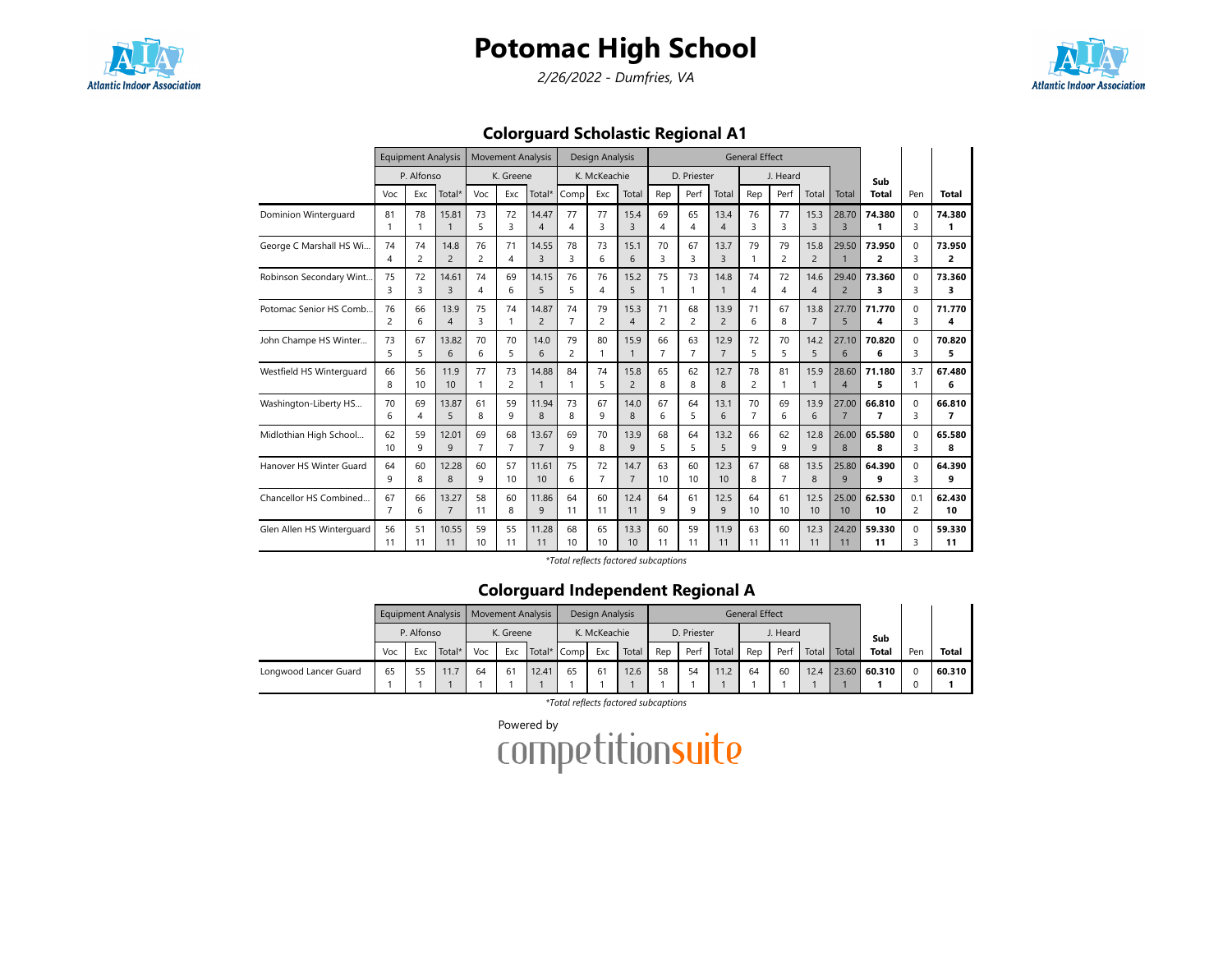# Potomac High School

*2/26/2022 - Dumfries, VA*

## Colorguard Scholastic Regional A1

| | Equipment Analysis | | | Movement Analysis | | | Design Analysis | | | General Effect | | | | | | | | |
|---|---|---|---|---|---|---|---|---|---|---|---|---|---|---|---|---|---|---|
| | P. Alfonso | | | K. Greene | | | K. McKeachie | | | D. Priester | | | J. Heard | | | | Sub | | |
| | Voc | Exc | Total* | Voc | Exc | Total* | Comp | Exc | Total | Rep | Perf | Total | Rep | Perf | Total | Total | Total | Pen | Total |
| Dominion Winterguard | 81 1 | 78 1 | 15.81 1 | 73 5 | 72 3 | 14.47 4 | 77 4 | 77 3 | 15.4 3 | 69 4 | 65 4 | 13.4 4 | 76 3 | 77 3 | 15.3 3 | 28.70 3 | **74.380 1** | 0 3 | **74.380 1** |
| George C Marshall HS Wi... | 74 4 | 74 2 | 14.8 2 | 76 2 | 71 4 | 14.55 3 | 78 3 | 73 6 | 15.1 6 | 70 3 | 67 3 | 13.7 3 | 79 1 | 79 2 | 15.8 2 | 29.50 1 | **73.950 2** | 0 3 | **73.950 2** |
| Robinson Secondary Wint... | 75 3 | 72 3 | 14.61 3 | 74 4 | 69 6 | 14.15 5 | 76 5 | 76 4 | 15.2 5 | 75 1 | 73 1 | 14.8 1 | 74 4 | 72 4 | 14.6 4 | 29.40 2 | **73.360 3** | 0 3 | **73.360 3** |
| Potomac Senior HS Comb... | 76 2 | 66 6 | 13.9 4 | 75 3 | 74 1 | 14.87 2 | 74 7 | 79 2 | 15.3 4 | 71 2 | 68 2 | 13.9 2 | 71 6 | 67 8 | 13.8 7 | 27.70 5 | **71.770 4** | 0 3 | **71.770 4** |
| John Champe HS Winter... | 73 5 | 67 5 | 13.82 6 | 70 6 | 70 5 | 14.0 6 | 79 2 | 80 1 | 15.9 1 | 66 7 | 63 7 | 12.9 7 | 72 5 | 70 5 | 14.2 5 | 27.10 6 | **70.820 6** | 0 3 | **70.820 5** |
| Westfield HS Winterguard | 66 8 | 56 10 | 11.9 10 | 77 1 | 73 2 | 14.88 1 | 84 1 | 74 5 | 15.8 2 | 65 8 | 62 8 | 12.7 8 | 78 2 | 81 1 | 15.9 1 | 28.60 4 | **71.180 5** | 3.7 1 | **67.480 6** |
| Washington-Liberty HS... | 70 6 | 69 4 | 13.87 5 | 61 8 | 59 9 | 11.94 8 | 73 8 | 67 9 | 14.0 8 | 67 6 | 64 5 | 13.1 6 | 70 7 | 69 6 | 13.9 6 | 27.00 7 | **66.810 7** | 0 3 | **66.810 7** |
| Midlothian High School... | 62 10 | 59 9 | 12.01 9 | 69 7 | 68 7 | 13.67 7 | 69 9 | 70 8 | 13.9 9 | 68 5 | 64 5 | 13.2 5 | 66 9 | 62 9 | 12.8 9 | 26.00 8 | **65.580 8** | 0 3 | **65.580 8** |
| Hanover HS Winter Guard | 64 9 | 60 8 | 12.28 8 | 60 9 | 57 10 | 11.61 10 | 75 6 | 72 7 | 14.7 7 | 63 10 | 60 10 | 12.3 10 | 67 8 | 68 7 | 13.5 8 | 25.80 9 | **64.390 9** | 0 3 | **64.390 9** |
| Chancellor HS Combined... | 67 7 | 66 6 | 13.27 7 | 58 11 | 60 8 | 11.86 9 | 64 11 | 60 11 | 12.4 11 | 64 9 | 61 9 | 12.5 9 | 64 10 | 61 10 | 12.5 10 | 25.00 10 | **62.530 10** | 0.1 2 | **62.430 10** |
| Glen Allen HS Winterguard | 56 11 | 51 11 | 10.55 11 | 59 10 | 55 11 | 11.28 11 | 68 10 | 65 10 | 13.3 10 | 60 11 | 59 11 | 11.9 11 | 63 11 | 60 11 | 12.3 11 | 24.20 11 | **59.330 11** | 0 3 | **59.330 11** |

*\*Total reflects factored subcaptions*

## Colorguard Independent Regional A

| | Equipment Analysis | | | Movement Analysis | | | Design Analysis | | | General Effect | | | | | | | | |
|---|---|---|---|---|---|---|---|---|---|---|---|---|---|---|---|---|---|---|
| | P. Alfonso | | | K. Greene | | | K. McKeachie | | | D. Priester | | | J. Heard | | | | Sub | | |
| | Voc | Exc | Total* | Voc | Exc | Total* | Comp | Exc | Total | Rep | Perf | Total | Rep | Perf | Total | Total | Total | Pen | Total |
| Longwood Lancer Guard | 65 1 | 55 1 | 11.7 1 | 64 1 | 61 1 | 12.41 1 | 65 1 | 61 1 | 12.6 1 | 58 1 | 54 1 | 11.2 1 | 64 1 | 60 1 | 12.4 1 | 23.60 1 | **60.310 1** | 0 0 | **60.310 1** |

*\*Total reflects factored subcaptions*

Powered by competitionsuite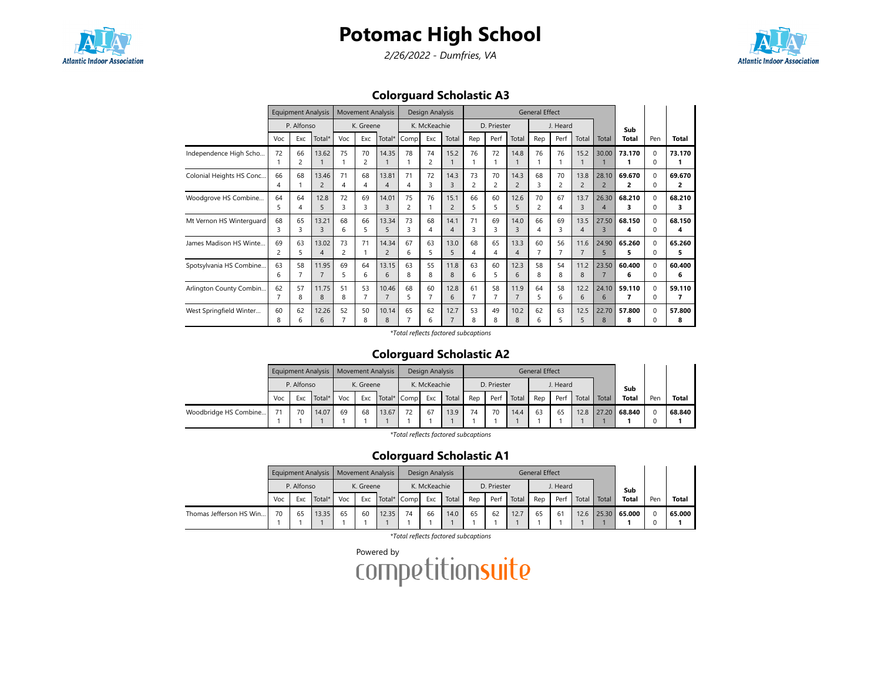# Potomac High School

*2/26/2022 - Dumfries, VA*

## Colorguard Scholastic A3

| | Equipment Analysis | | | Movement Analysis | | | Design Analysis | | | General Effect | | | | | | | | | |
|---|---|---|---|---|---|---|---|---|---|---|---|---|---|---|---|---|---|---|---|
| | P. Alfonso | | | K. Greene | | | K. McKeachie | | | D. Priester | | | J. Heard | | | | | | |
| | Voc | Exc | Total* | Voc | Exc | Total* | Comp | Exc | Total | Rep | Perf | Total | Rep | Perf | Total | Total | Sub Total | Pen | Total |
| Independence High Scho... | 72<br>1 | 66<br>2 | 13.62<br>1 | 75<br>1 | 70<br>2 | 14.35<br>1 | 78<br>1 | 74<br>2 | 15.2<br>1 | 76<br>1 | 72<br>1 | 14.8<br>1 | 76<br>1 | 76<br>1 | 15.2<br>1 | 30.00<br>1 | **73.170**<br>**1** | 0<br>0 | **73.170**<br>**1** |
| Colonial Heights HS Conc... | 66<br>4 | 68<br>1 | 13.46<br>2 | 71<br>4 | 68<br>4 | 13.81<br>4 | 71<br>4 | 72<br>3 | 14.3<br>3 | 73<br>2 | 70<br>2 | 14.3<br>2 | 68<br>3 | 70<br>2 | 13.8<br>2 | 28.10<br>2 | **69.670**<br>**2** | 0<br>0 | **69.670**<br>**2** |
| Woodgrove HS Combine... | 64<br>5 | 64<br>4 | 12.8<br>5 | 72<br>3 | 69<br>3 | 14.01<br>3 | 75<br>2 | 76<br>1 | 15.1<br>2 | 66<br>5 | 60<br>5 | 12.6<br>5 | 70<br>2 | 67<br>4 | 13.7<br>3 | 26.30<br>4 | **68.210**<br>**3** | 0<br>0 | **68.210**<br>**3** |
| Mt Vernon HS Winterguard | 68<br>3 | 65<br>3 | 13.21<br>3 | 68<br>6 | 66<br>5 | 13.34<br>5 | 73<br>3 | 68<br>4 | 14.1<br>4 | 71<br>3 | 69<br>3 | 14.0<br>3 | 66<br>4 | 69<br>3 | 13.5<br>4 | 27.50<br>3 | **68.150**<br>**4** | 0<br>0 | **68.150**<br>**4** |
| James Madison HS Winte... | 69<br>2 | 63<br>5 | 13.02<br>4 | 73<br>2 | 71<br>1 | 14.34<br>2 | 67<br>6 | 63<br>5 | 13.0<br>5 | 68<br>4 | 65<br>4 | 13.3<br>4 | 60<br>7 | 56<br>7 | 11.6<br>7 | 24.90<br>5 | **65.260**<br>**5** | 0<br>0 | **65.260**<br>**5** |
| Spotsylvania HS Combine... | 63<br>6 | 58<br>7 | 11.95<br>7 | 69<br>5 | 64<br>6 | 13.15<br>6 | 63<br>8 | 55<br>8 | 11.8<br>8 | 63<br>6 | 60<br>5 | 12.3<br>6 | 58<br>8 | 54<br>8 | 11.2<br>8 | 23.50<br>7 | **60.400**<br>**6** | 0<br>0 | **60.400**<br>**6** |
| Arlington County Combin... | 62<br>7 | 57<br>8 | 11.75<br>8 | 51<br>8 | 53<br>7 | 10.46<br>7 | 68<br>5 | 60<br>7 | 12.8<br>6 | 61<br>7 | 58<br>7 | 11.9<br>7 | 64<br>5 | 58<br>6 | 12.2<br>6 | 24.10<br>6 | **59.110**<br>**7** | 0<br>0 | **59.110**<br>**7** |
| West Springfield Winter... | 60<br>8 | 62<br>6 | 12.26<br>6 | 52<br>7 | 50<br>8 | 10.14<br>8 | 65<br>7 | 62<br>6 | 12.7<br>7 | 53<br>8 | 49<br>8 | 10.2<br>8 | 62<br>6 | 63<br>5 | 12.5<br>5 | 22.70<br>8 | **57.800**<br>**8** | 0<br>0 | **57.800**<br>**8** |

*\*Total reflects factored subcaptions*

## Colorguard Scholastic A2

| | Equipment Analysis | | | Movement Analysis | | | Design Analysis | | | General Effect | | | | | | | | | |
|---|---|---|---|---|---|---|---|---|---|---|---|---|---|---|---|---|---|---|---|
| | P. Alfonso | | | K. Greene | | | K. McKeachie | | | D. Priester | | | J. Heard | | | | | | |
| | Voc | Exc | Total* | Voc | Exc | Total* | Comp | Exc | Total | Rep | Perf | Total | Rep | Perf | Total | Total | Sub Total | Pen | Total |
| Woodbridge HS Combine... | 71<br>1 | 70<br>1 | 14.07<br>1 | 69<br>1 | 68<br>1 | 13.67<br>1 | 72<br>1 | 67<br>1 | 13.9<br>1 | 74<br>1 | 70<br>1 | 14.4<br>1 | 63<br>1 | 65<br>1 | 12.8<br>1 | 27.20<br>1 | **68.840**<br>**1** | 0<br>0 | **68.840**<br>**1** |

*\*Total reflects factored subcaptions*

## Colorguard Scholastic A1

| | Equipment Analysis | | | Movement Analysis | | | Design Analysis | | | General Effect | | | | | | | | | |
|---|---|---|---|---|---|---|---|---|---|---|---|---|---|---|---|---|---|---|---|
| | P. Alfonso | | | K. Greene | | | K. McKeachie | | | D. Priester | | | J. Heard | | | | | | |
| | Voc | Exc | Total* | Voc | Exc | Total* | Comp | Exc | Total | Rep | Perf | Total | Rep | Perf | Total | Total | Sub Total | Pen | Total |
| Thomas Jefferson HS Win... | 70<br>1 | 65<br>1 | 13.35<br>1 | 65<br>1 | 60<br>1 | 12.35<br>1 | 74<br>1 | 66<br>1 | 14.0<br>1 | 65<br>1 | 62<br>1 | 12.7<br>1 | 65<br>1 | 61<br>1 | 12.6<br>1 | 25.30<br>1 | **65.000**<br>**1** | 0<br>0 | **65.000**<br>**1** |

*\*Total reflects factored subcaptions*

Powered by competitionsuite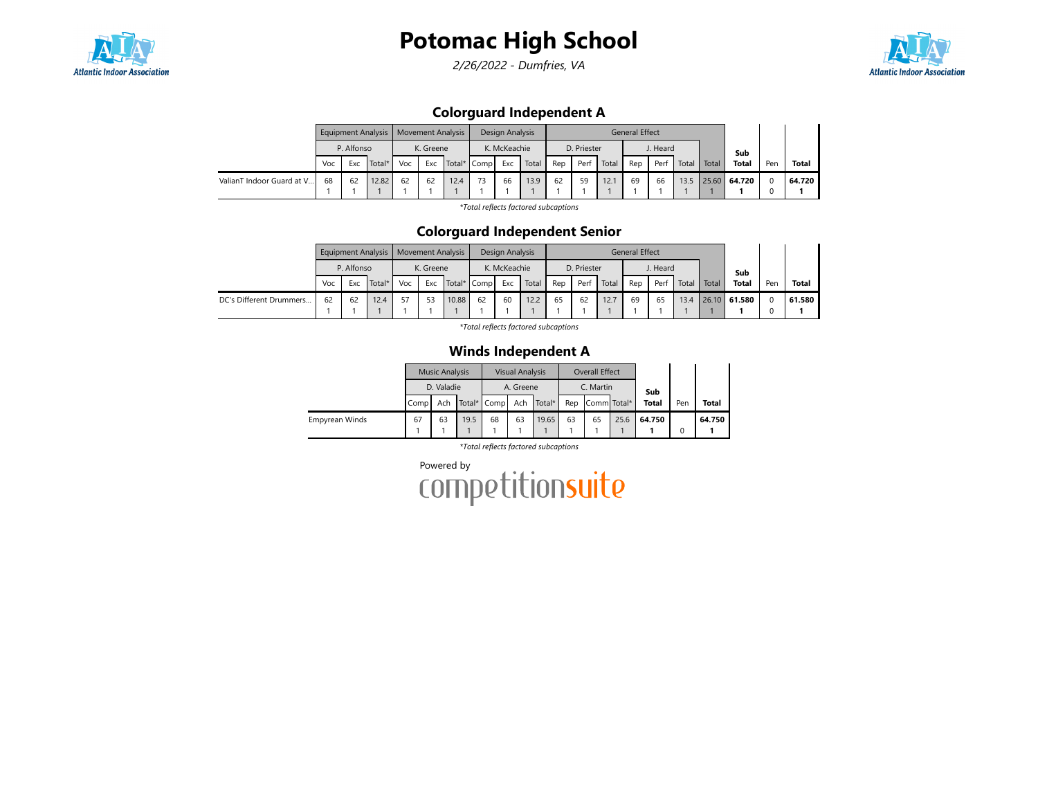# Potomac High School

*2/26/2022 - Dumfries, VA*

## Colorguard Independent A

| | Equipment Analysis | | | Movement Analysis | | | Design Analysis | | | General Effect | | | | | | | Sub Total | Pen | Total |
|---|---|---|---|---|---|---|---|---|---|---|---|---|---|---|---|---|---|---|---|
| | P. Alfonso | | | K. Greene | | | K. McKeachie | | | D. Priester | | | J. Heard | | | | | | |
| | Voc | Exc | Total* | Voc | Exc | Total* | Comp | Exc | Total | Rep | Perf | Total | Rep | Perf | Total | Total | | | |
| ValianT Indoor Guard at V... | 68<br>1 | 62<br>1 | 12.82<br>1 | 62<br>1 | 62<br>1 | 12.4<br>1 | 73<br>1 | 66<br>1 | 13.9<br>1 | 62<br>1 | 59<br>1 | 12.1<br>1 | 69<br>1 | 66<br>1 | 13.5<br>1 | 25.60<br>1 | **64.720**<br>**1** | 0<br>0 | **64.720**<br>**1** |

*Total reflects factored subcaptions

## Colorguard Independent Senior

| | Equipment Analysis | | | Movement Analysis | | | Design Analysis | | | General Effect | | | | | | | Sub Total | Pen | Total |
|---|---|---|---|---|---|---|---|---|---|---|---|---|---|---|---|---|---|---|---|
| | P. Alfonso | | | K. Greene | | | K. McKeachie | | | D. Priester | | | J. Heard | | | | | | |
| | Voc | Exc | Total* | Voc | Exc | Total* | Comp | Exc | Total | Rep | Perf | Total | Rep | Perf | Total | Total | | | |
| DC's Different Drummers... | 62<br>1 | 62<br>1 | 12.4<br>1 | 57<br>1 | 53<br>1 | 10.88<br>1 | 62<br>1 | 60<br>1 | 12.2<br>1 | 65<br>1 | 62<br>1 | 12.7<br>1 | 69<br>1 | 65<br>1 | 13.4<br>1 | 26.10<br>1 | **61.580**<br>**1** | 0<br>0 | **61.580**<br>**1** |

*Total reflects factored subcaptions

## Winds Independent A

| | Music Analysis | | | Visual Analysis | | | Overall Effect | | | Sub Total | Pen | Total |
|---|---|---|---|---|---|---|---|---|---|---|---|---|
| | D. Valadie | | | A. Greene | | | C. Martin | | | | | |
| | Comp | Ach | Total* | Comp | Ach | Total* | Rep | Comm | Total* | | | |
| Empyrean Winds | 67<br>1 | 63<br>1 | 19.5<br>1 | 68<br>1 | 63<br>1 | 19.65<br>1 | 63<br>1 | 65<br>1 | 25.6<br>1 | **64.750**<br>**1** | 0 | **64.750**<br>**1** |

*Total reflects factored subcaptions

Powered by competitionsuite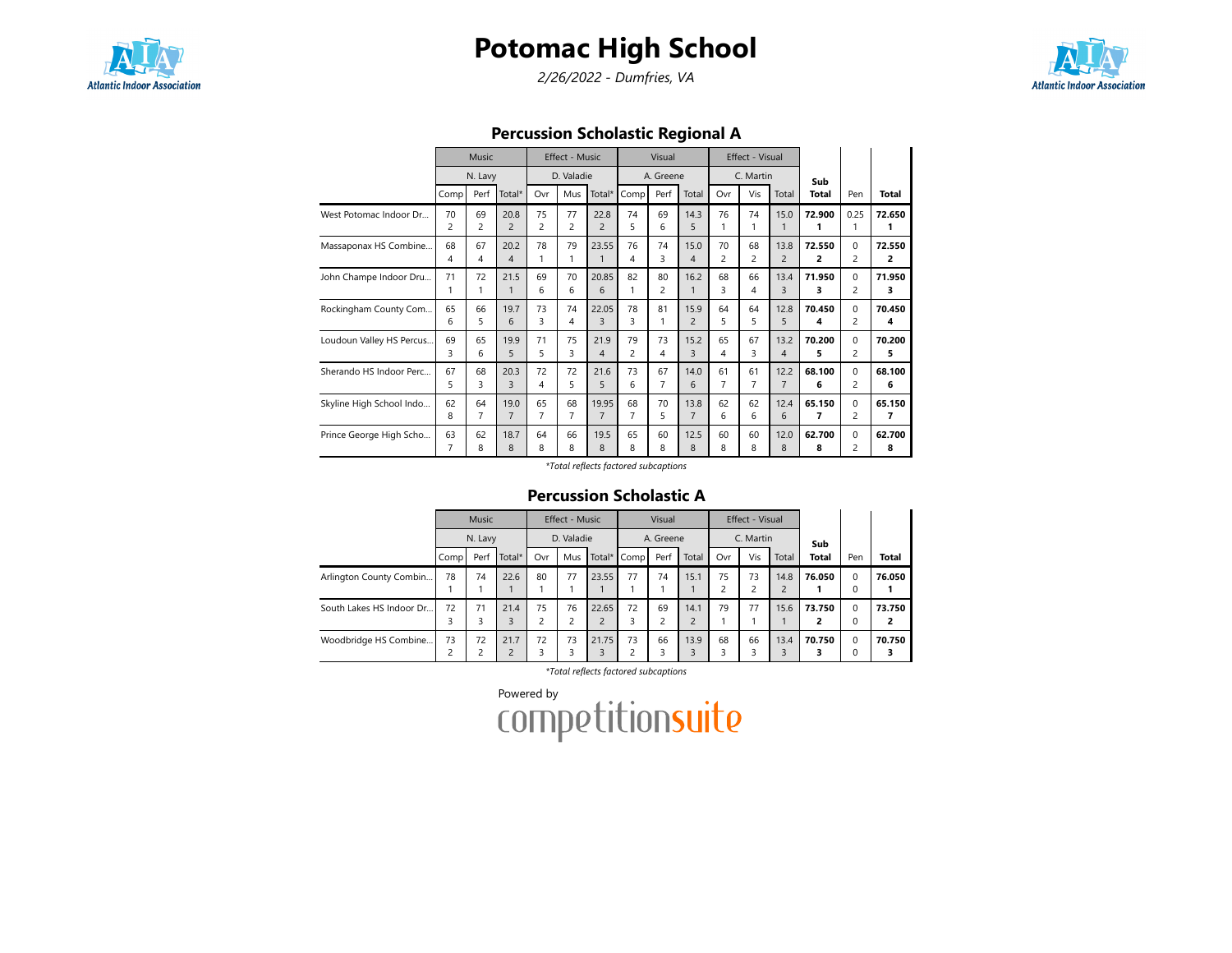# Potomac High School

*2/26/2022 - Dumfries, VA*

## Percussion Scholastic Regional A

| | Music | | | Effect - Music | | | Visual | | | Effect - Visual | | | Sub Total | Pen | Total |
|---|---|---|---|---|---|---|---|---|---|---|---|---|---|---|---|
| | N. Lavy | | | D. Valadie | | | A. Greene | | | C. Martin | | | | | |
| | Comp | Perf | Total* | Ovr | Mus | Total* | Comp | Perf | Total | Ovr | Vis | Total | | | |
| West Potomac Indoor Dr... | 70<br>2 | 69<br>2 | 20.8<br>2 | 75<br>2 | 77<br>2 | 22.8<br>2 | 74<br>5 | 69<br>6 | 14.3<br>5 | 76<br>1 | 74<br>1 | 15.0<br>1 | **72.900**<br>**1** | 0.25<br>1 | **72.650**<br>**1** |
| Massaponax HS Combine... | 68<br>4 | 67<br>4 | 20.2<br>4 | 78<br>1 | 79<br>1 | 23.55<br>1 | 76<br>4 | 74<br>3 | 15.0<br>4 | 70<br>2 | 68<br>2 | 13.8<br>2 | **72.550**<br>**2** | 0<br>2 | **72.550**<br>**2** |
| John Champe Indoor Dru... | 71<br>1 | 72<br>1 | 21.5<br>1 | 69<br>6 | 70<br>6 | 20.85<br>6 | 82<br>1 | 80<br>2 | 16.2<br>1 | 68<br>3 | 66<br>4 | 13.4<br>3 | **71.950**<br>**3** | 0<br>2 | **71.950**<br>**3** |
| Rockingham County Com... | 65<br>6 | 66<br>5 | 19.7<br>6 | 73<br>3 | 74<br>4 | 22.05<br>3 | 78<br>3 | 81<br>1 | 15.9<br>2 | 64<br>5 | 64<br>5 | 12.8<br>5 | **70.450**<br>**4** | 0<br>2 | **70.450**<br>**4** |
| Loudoun Valley HS Percus... | 69<br>3 | 65<br>6 | 19.9<br>5 | 71<br>5 | 75<br>3 | 21.9<br>4 | 79<br>2 | 73<br>4 | 15.2<br>3 | 65<br>4 | 67<br>3 | 13.2<br>4 | **70.200**<br>**5** | 0<br>2 | **70.200**<br>**5** |
| Sherando HS Indoor Perc... | 67<br>5 | 68<br>3 | 20.3<br>3 | 72<br>4 | 72<br>5 | 21.6<br>5 | 73<br>6 | 67<br>7 | 14.0<br>6 | 61<br>7 | 61<br>7 | 12.2<br>7 | **68.100**<br>**6** | 0<br>2 | **68.100**<br>**6** |
| Skyline High School Indo... | 62<br>8 | 64<br>7 | 19.0<br>7 | 65<br>7 | 68<br>7 | 19.95<br>7 | 68<br>7 | 70<br>5 | 13.8<br>7 | 62<br>6 | 62<br>6 | 12.4<br>6 | **65.150**<br>**7** | 0<br>2 | **65.150**<br>**7** |
| Prince George High Scho... | 63<br>7 | 62<br>8 | 18.7<br>8 | 64<br>8 | 66<br>8 | 19.5<br>8 | 65<br>8 | 60<br>8 | 12.5<br>8 | 60<br>8 | 60<br>8 | 12.0<br>8 | **62.700**<br>**8** | 0<br>2 | **62.700**<br>**8** |

*Total reflects factored subcaptions*

## Percussion Scholastic A

| | Music | | | Effect - Music | | | Visual | | | Effect - Visual | | | Sub Total | Pen | Total |
|---|---|---|---|---|---|---|---|---|---|---|---|---|---|---|---|
| | N. Lavy | | | D. Valadie | | | A. Greene | | | C. Martin | | | | | |
| | Comp | Perf | Total* | Ovr | Mus | Total* | Comp | Perf | Total | Ovr | Vis | Total | | | |
| Arlington County Combin... | 78<br>1 | 74<br>1 | 22.6<br>1 | 80<br>1 | 77<br>1 | 23.55<br>1 | 77<br>1 | 74<br>1 | 15.1<br>1 | 75<br>2 | 73<br>2 | 14.8<br>2 | **76.050**<br>**1** | 0<br>0 | **76.050**<br>**1** |
| South Lakes HS Indoor Dr... | 72<br>3 | 71<br>3 | 21.4<br>3 | 75<br>2 | 76<br>2 | 22.65<br>2 | 72<br>3 | 69<br>2 | 14.1<br>2 | 79<br>1 | 77<br>1 | 15.6<br>1 | **73.750**<br>**2** | 0<br>0 | **73.750**<br>**2** |
| Woodbridge HS Combine... | 73<br>2 | 72<br>2 | 21.7<br>2 | 72<br>3 | 73<br>3 | 21.75<br>3 | 73<br>2 | 66<br>3 | 13.9<br>3 | 68<br>3 | 66<br>3 | 13.4<br>3 | **70.750**<br>**3** | 0<br>0 | **70.750**<br>**3** |

*Total reflects factored subcaptions*

Powered by competitionsuite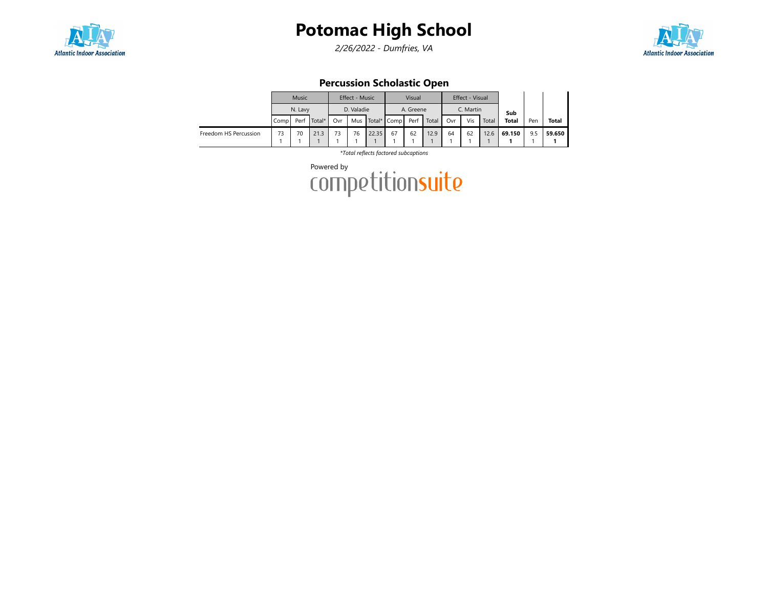# Potomac High School

*2/26/2022 - Dumfries, VA*

## Percussion Scholastic Open

| | Music | | | Effect - Music | | | Visual | | | Effect - Visual | | | | | |
|---|---|---|---|---|---|---|---|---|---|---|---|---|---|---|---|
| | N. Lavy | | | D. Valadie | | | A. Greene | | | C. Martin | | | | | |
| | Comp | Perf | Total* | Ovr | Mus | Total* | Comp | Perf | Total | Ovr | Vis | Total | **Sub Total** | Pen | **Total** |
| Freedom HS Percussion | 73<br>1 | 70<br>1 | 21.3<br>1 | 73<br>1 | 76<br>1 | 22.35<br>1 | 67<br>1 | 62<br>1 | 12.9<br>1 | 64<br>1 | 62<br>1 | 12.6<br>1 | **69.150<br>1** | 9.5<br>1 | **59.650<br>1** |

*\*Total reflects factored subcaptions*

Powered by competitionsuite